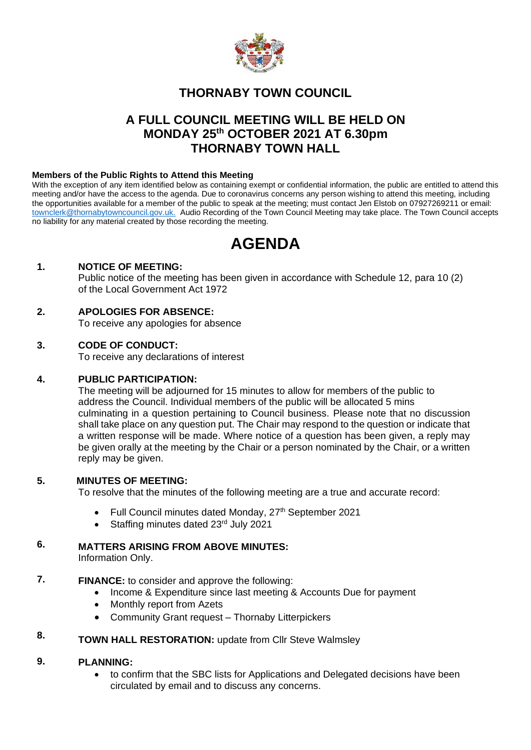# THORNABY TOWN COUNCIL

## A FULL COUNCIL MEETING WILL BE HELD ON MONDAY 25th OCTOBER 2021 AT 6.30pm THORNABY TOWN HALL

**Members of the Public Rights to Attend this Meeting**

With the exception of any item identified below as containing exempt or confidential information, the public are entitled to attend this meeting and/or have the access to the agenda. Due to coronavirus concerns any person wishing to attend this meeting, including the opportunities available for a member of the public to speak at the meeting; must contact Jen Elstob on 07927269211 or email: townclerk@thornabytowncouncil.gov.uk. Audio Recording of the Town Council Meeting may take place. The Town Council accepts no liability for any material created by those recording the meeting.

# AGENDA

**1. NOTICE OF MEETING:**

Public notice of the meeting has been given in accordance with Schedule 12, para 10 (2) of the Local Government Act 1972

**2. APOLOGIES FOR ABSENCE:**

To receive any apologies for absence

**3. CODE OF CONDUCT:**

To receive any declarations of interest

**4. PUBLIC PARTICIPATION:**

The meeting will be adjourned for 15 minutes to allow for members of the public to address the Council. Individual members of the public will be allocated 5 mins culminating in a question pertaining to Council business. Please note that no discussion shall take place on any question put. The Chair may respond to the question or indicate that a written response will be made. Where notice of a question has been given, a reply may be given orally at the meeting by the Chair or a person nominated by the Chair, or a written reply may be given.

**5. MINUTES OF MEETING:**

To resolve that the minutes of the following meeting are a true and accurate record:

- Full Council minutes dated Monday, 27th September 2021
- Staffing minutes dated 23rd July 2021

**6. MATTERS ARISING FROM ABOVE MINUTES:**

Information Only.

**7. FINANCE:** to consider and approve the following:

- Income & Expenditure since last meeting & Accounts Due for payment
- Monthly report from Azets
- Community Grant request – Thornaby Litterpickers

**8. TOWN HALL RESTORATION:** update from Cllr Steve Walmsley

**9. PLANNING:**

- to confirm that the SBC lists for Applications and Delegated decisions have been circulated by email and to discuss any concerns.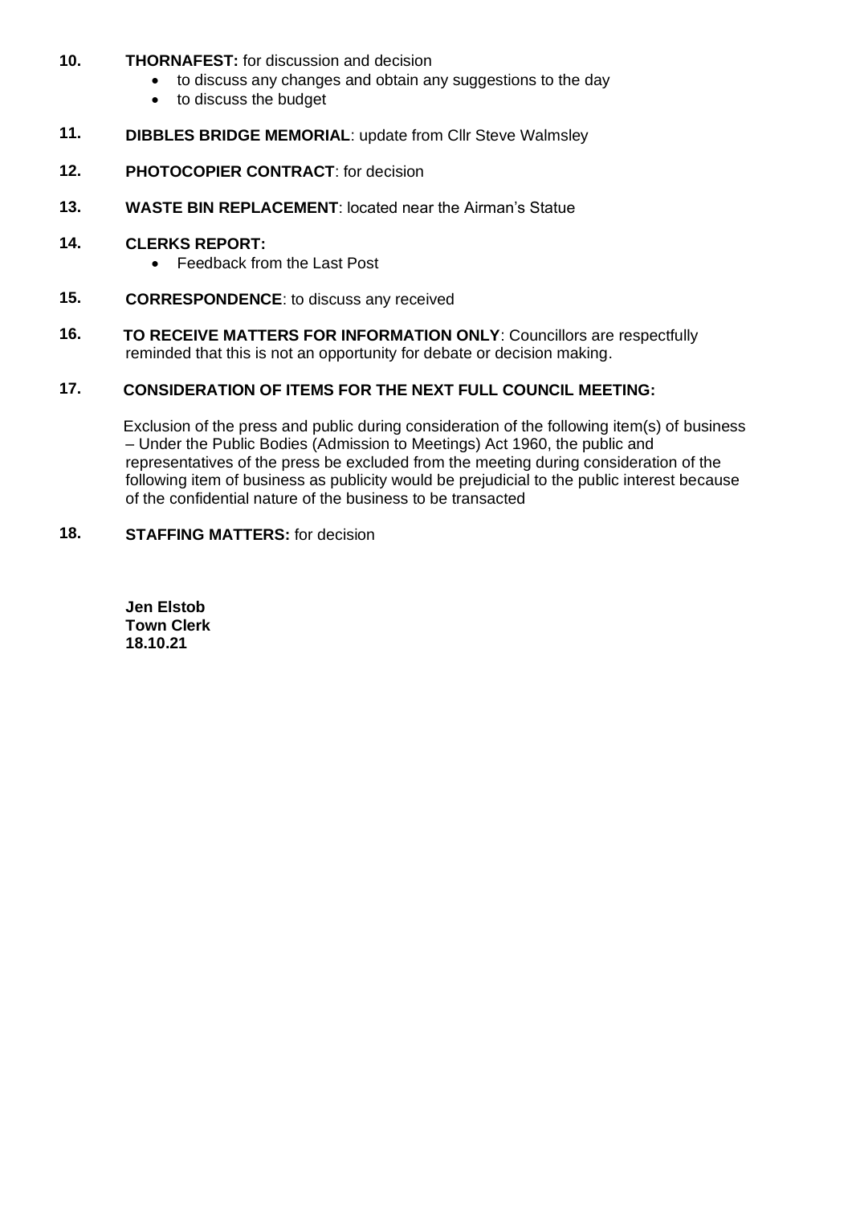**10. THORNAFEST:** for discussion and decision

- to discuss any changes and obtain any suggestions to the day
- to discuss the budget

**11. DIBBLES BRIDGE MEMORIAL**: update from Cllr Steve Walmsley

**12. PHOTOCOPIER CONTRACT**: for decision

**13. WASTE BIN REPLACEMENT**: located near the Airman's Statue

**14. CLERKS REPORT:**

- Feedback from the Last Post

**15. CORRESPONDENCE**: to discuss any received

**16. TO RECEIVE MATTERS FOR INFORMATION ONLY**: Councillors are respectfully reminded that this is not an opportunity for debate or decision making.

**17. CONSIDERATION OF ITEMS FOR THE NEXT FULL COUNCIL MEETING:**

Exclusion of the press and public during consideration of the following item(s) of business – Under the Public Bodies (Admission to Meetings) Act 1960, the public and representatives of the press be excluded from the meeting during consideration of the following item of business as publicity would be prejudicial to the public interest because of the confidential nature of the business to be transacted

**18. STAFFING MATTERS:** for decision

**Jen Elstob**
**Town Clerk**
**18.10.21**